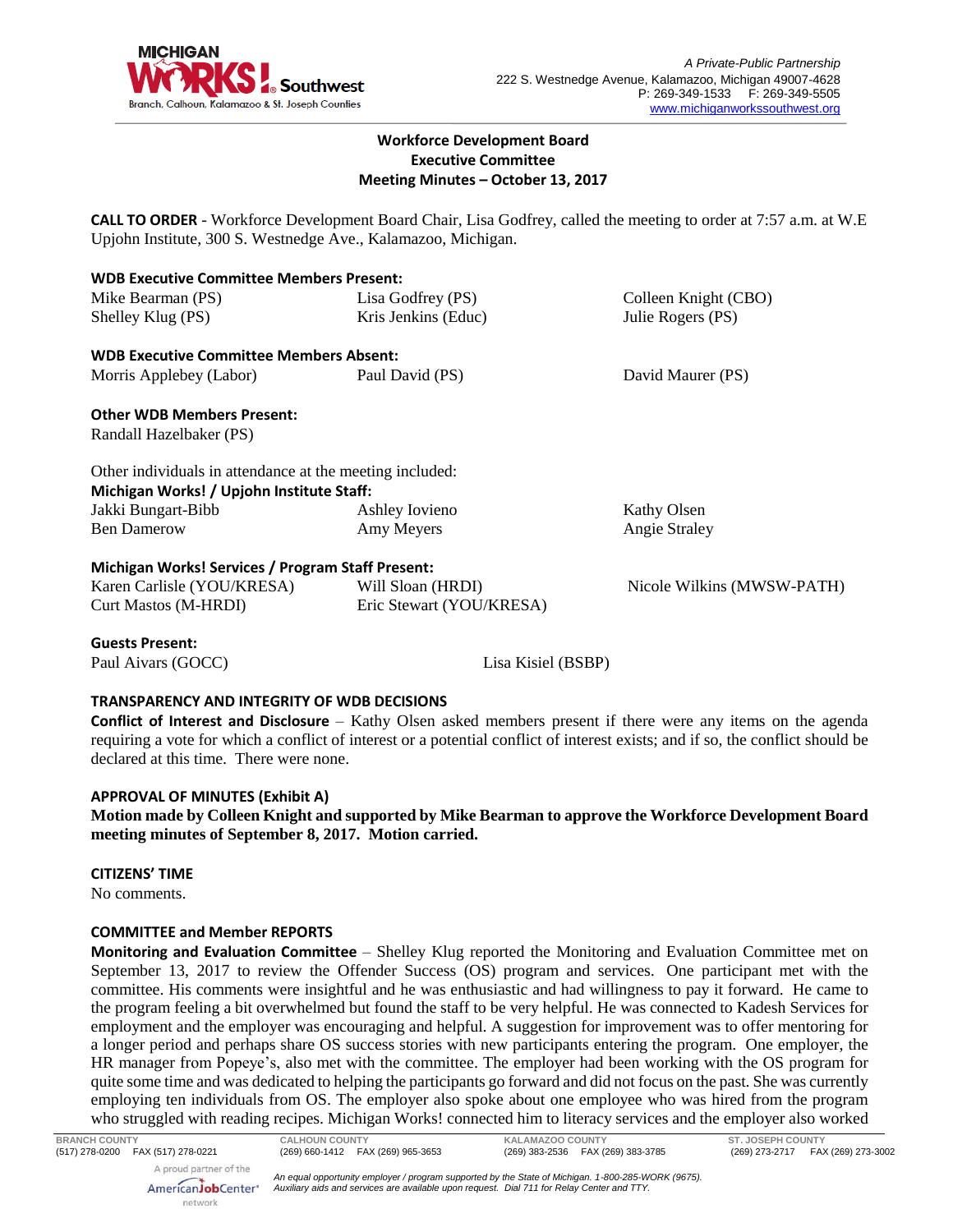**Workforce Development Board**
**Executive Committee**
**Meeting Minutes – October 13, 2017**

**CALL TO ORDER** - Workforce Development Board Chair, Lisa Godfrey, called the meeting to order at 7:57 a.m. at W.E Upjohn Institute, 300 S. Westnedge Ave., Kalamazoo, Michigan.

**WDB Executive Committee Members Present:**

Mike Bearman (PS), Lisa Godfrey (PS), Colleen Knight (CBO), Shelley Klug (PS), Kris Jenkins (Educ), Julie Rogers (PS)

**WDB Executive Committee Members Absent:**

Morris Applebey (Labor), Paul David (PS), David Maurer (PS)

**Other WDB Members Present:**

Randall Hazelbaker (PS)

Other individuals in attendance at the meeting included:

**Michigan Works! / Upjohn Institute Staff:**

Jakki Bungart-Bibb, Ashley Iovieno, Kathy Olsen, Ben Damerow, Amy Meyers, Angie Straley

**Michigan Works! Services / Program Staff Present:**

Karen Carlisle (YOU/KRESA), Will Sloan (HRDI), Nicole Wilkins (MWSW-PATH), Curt Mastos (M-HRDI), Eric Stewart (YOU/KRESA)

**Guests Present:**

Paul Aivars (GOCC), Lisa Kisiel (BSBP)

**TRANSPARENCY AND INTEGRITY OF WDB DECISIONS**

**Conflict of Interest and Disclosure** – Kathy Olsen asked members present if there were any items on the agenda requiring a vote for which a conflict of interest or a potential conflict of interest exists; and if so, the conflict should be declared at this time. There were none.

**APPROVAL OF MINUTES (Exhibit A)**

**Motion made by Colleen Knight and supported by Mike Bearman to approve the Workforce Development Board meeting minutes of September 8, 2017. Motion carried.**

**CITIZENS' TIME**

No comments.

**COMMITTEE and Member REPORTS**

**Monitoring and Evaluation Committee** – Shelley Klug reported the Monitoring and Evaluation Committee met on September 13, 2017 to review the Offender Success (OS) program and services. One participant met with the committee. His comments were insightful and he was enthusiastic and had willingness to pay it forward. He came to the program feeling a bit overwhelmed but found the staff to be very helpful. He was connected to Kadesh Services for employment and the employer was encouraging and helpful. A suggestion for improvement was to offer mentoring for a longer period and perhaps share OS success stories with new participants entering the program. One employer, the HR manager from Popeye's, also met with the committee. The employer had been working with the OS program for quite some time and was dedicated to helping the participants go forward and did not focus on the past. She was currently employing ten individuals from OS. The employer also spoke about one employee who was hired from the program who struggled with reading recipes. Michigan Works! connected him to literacy services and the employer also worked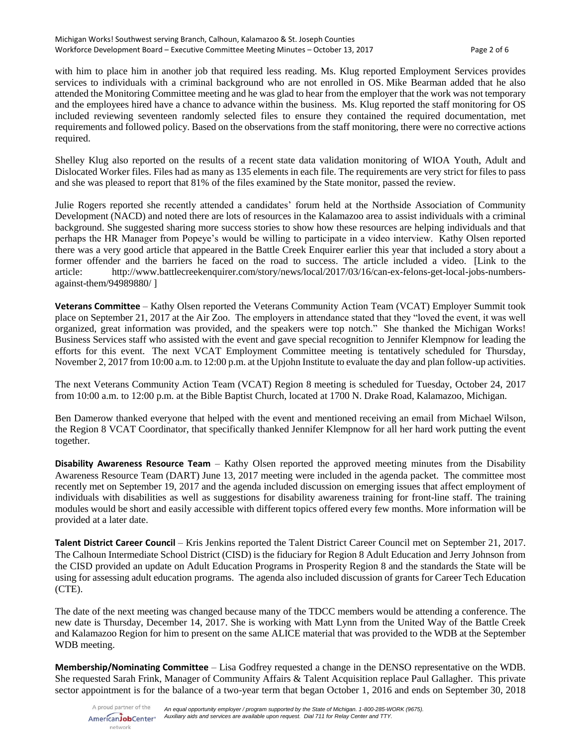with him to place him in another job that required less reading. Ms. Klug reported Employment Services provides services to individuals with a criminal background who are not enrolled in OS. Mike Bearman added that he also attended the Monitoring Committee meeting and he was glad to hear from the employer that the work was not temporary and the employees hired have a chance to advance within the business. Ms. Klug reported the staff monitoring for OS included reviewing seventeen randomly selected files to ensure they contained the required documentation, met requirements and followed policy. Based on the observations from the staff monitoring, there were no corrective actions required.

Shelley Klug also reported on the results of a recent state data validation monitoring of WIOA Youth, Adult and Dislocated Worker files. Files had as many as 135 elements in each file. The requirements are very strict for files to pass and she was pleased to report that 81% of the files examined by the State monitor, passed the review.

Julie Rogers reported she recently attended a candidates' forum held at the Northside Association of Community Development (NACD) and noted there are lots of resources in the Kalamazoo area to assist individuals with a criminal background. She suggested sharing more success stories to show how these resources are helping individuals and that perhaps the HR Manager from Popeye's would be willing to participate in a video interview. Kathy Olsen reported there was a very good article that appeared in the Battle Creek Enquirer earlier this year that included a story about a former offender and the barriers he faced on the road to success. The article included a video. [Link to the article: http://www.battlecreekenquirer.com/story/news/local/2017/03/16/can-ex-felons-get-local-jobs-numbers-against-them/94989880/ ]

**Veterans Committee** – Kathy Olsen reported the Veterans Community Action Team (VCAT) Employer Summit took place on September 21, 2017 at the Air Zoo. The employers in attendance stated that they "loved the event, it was well organized, great information was provided, and the speakers were top notch." She thanked the Michigan Works! Business Services staff who assisted with the event and gave special recognition to Jennifer Klempnow for leading the efforts for this event. The next VCAT Employment Committee meeting is tentatively scheduled for Thursday, November 2, 2017 from 10:00 a.m. to 12:00 p.m. at the Upjohn Institute to evaluate the day and plan follow-up activities.

The next Veterans Community Action Team (VCAT) Region 8 meeting is scheduled for Tuesday, October 24, 2017 from 10:00 a.m. to 12:00 p.m. at the Bible Baptist Church, located at 1700 N. Drake Road, Kalamazoo, Michigan.

Ben Damerow thanked everyone that helped with the event and mentioned receiving an email from Michael Wilson, the Region 8 VCAT Coordinator, that specifically thanked Jennifer Klempnow for all her hard work putting the event together.

**Disability Awareness Resource Team** – Kathy Olsen reported the approved meeting minutes from the Disability Awareness Resource Team (DART) June 13, 2017 meeting were included in the agenda packet. The committee most recently met on September 19, 2017 and the agenda included discussion on emerging issues that affect employment of individuals with disabilities as well as suggestions for disability awareness training for front-line staff. The training modules would be short and easily accessible with different topics offered every few months. More information will be provided at a later date.

**Talent District Career Council** – Kris Jenkins reported the Talent District Career Council met on September 21, 2017. The Calhoun Intermediate School District (CISD) is the fiduciary for Region 8 Adult Education and Jerry Johnson from the CISD provided an update on Adult Education Programs in Prosperity Region 8 and the standards the State will be using for assessing adult education programs. The agenda also included discussion of grants for Career Tech Education (CTE).

The date of the next meeting was changed because many of the TDCC members would be attending a conference. The new date is Thursday, December 14, 2017. She is working with Matt Lynn from the United Way of the Battle Creek and Kalamazoo Region for him to present on the same ALICE material that was provided to the WDB at the September WDB meeting.

**Membership/Nominating Committee** – Lisa Godfrey requested a change in the DENSO representative on the WDB. She requested Sarah Frink, Manager of Community Affairs & Talent Acquisition replace Paul Gallagher. This private sector appointment is for the balance of a two-year term that began October 1, 2016 and ends on September 30, 2018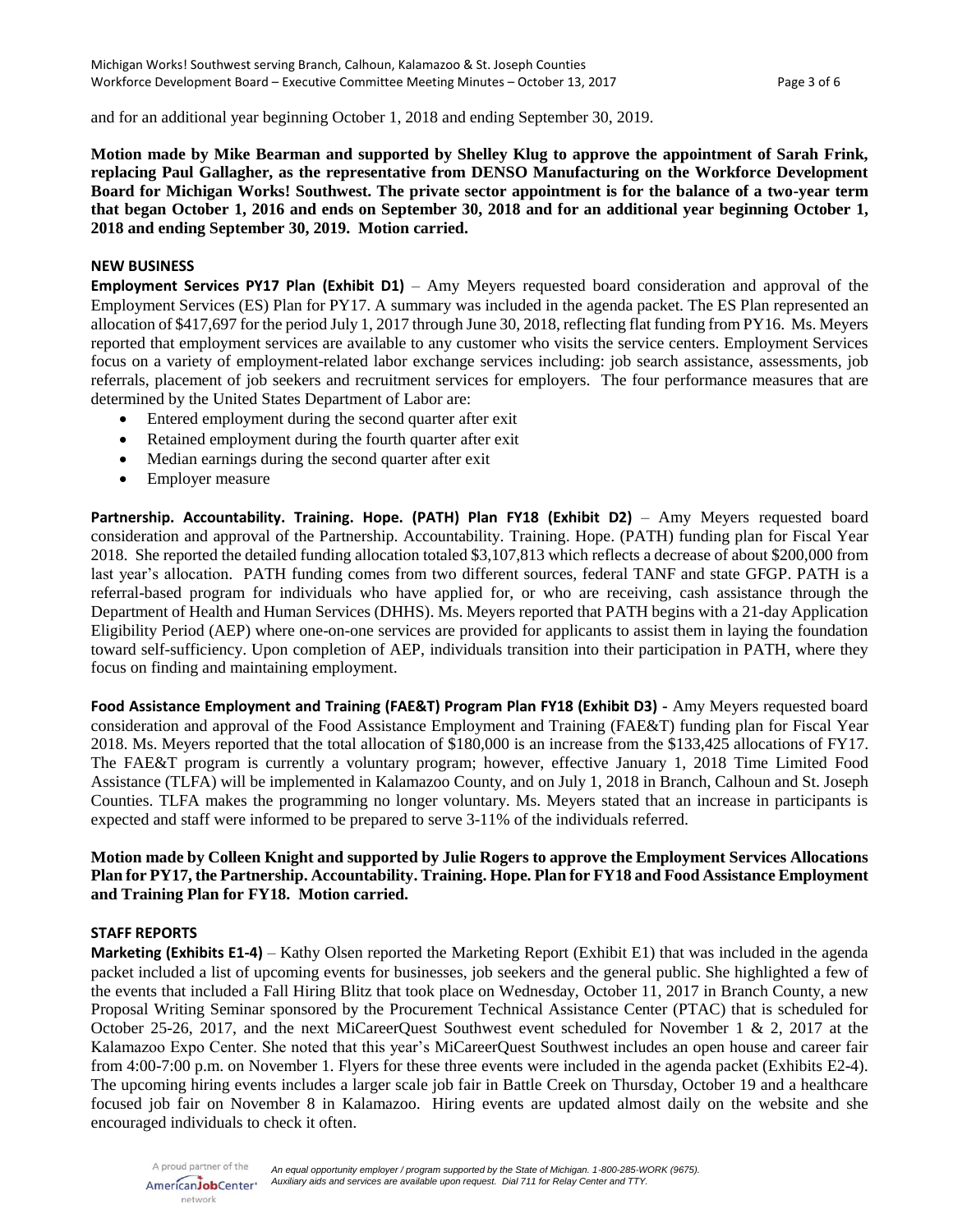and for an additional year beginning October 1, 2018 and ending September 30, 2019.

**Motion made by Mike Bearman and supported by Shelley Klug to approve the appointment of Sarah Frink, replacing Paul Gallagher, as the representative from DENSO Manufacturing on the Workforce Development Board for Michigan Works! Southwest. The private sector appointment is for the balance of a two-year term that began October 1, 2016 and ends on September 30, 2018 and for an additional year beginning October 1, 2018 and ending September 30, 2019. Motion carried.**

**NEW BUSINESS**

**Employment Services PY17 Plan (Exhibit D1)** – Amy Meyers requested board consideration and approval of the Employment Services (ES) Plan for PY17. A summary was included in the agenda packet. The ES Plan represented an allocation of $417,697 for the period July 1, 2017 through June 30, 2018, reflecting flat funding from PY16. Ms. Meyers reported that employment services are available to any customer who visits the service centers. Employment Services focus on a variety of employment-related labor exchange services including: job search assistance, assessments, job referrals, placement of job seekers and recruitment services for employers. The four performance measures that are determined by the United States Department of Labor are:

- Entered employment during the second quarter after exit
- Retained employment during the fourth quarter after exit
- Median earnings during the second quarter after exit
- Employer measure

**Partnership. Accountability. Training. Hope. (PATH) Plan FY18 (Exhibit D2)** – Amy Meyers requested board consideration and approval of the Partnership. Accountability. Training. Hope. (PATH) funding plan for Fiscal Year 2018. She reported the detailed funding allocation totaled $3,107,813 which reflects a decrease of about $200,000 from last year's allocation. PATH funding comes from two different sources, federal TANF and state GFGP. PATH is a referral-based program for individuals who have applied for, or who are receiving, cash assistance through the Department of Health and Human Services (DHHS). Ms. Meyers reported that PATH begins with a 21-day Application Eligibility Period (AEP) where one-on-one services are provided for applicants to assist them in laying the foundation toward self-sufficiency. Upon completion of AEP, individuals transition into their participation in PATH, where they focus on finding and maintaining employment.

**Food Assistance Employment and Training (FAE&T) Program Plan FY18 (Exhibit D3)** - Amy Meyers requested board consideration and approval of the Food Assistance Employment and Training (FAE&T) funding plan for Fiscal Year 2018. Ms. Meyers reported that the total allocation of $180,000 is an increase from the $133,425 allocations of FY17. The FAE&T program is currently a voluntary program; however, effective January 1, 2018 Time Limited Food Assistance (TLFA) will be implemented in Kalamazoo County, and on July 1, 2018 in Branch, Calhoun and St. Joseph Counties. TLFA makes the programming no longer voluntary. Ms. Meyers stated that an increase in participants is expected and staff were informed to be prepared to serve 3-11% of the individuals referred.

**Motion made by Colleen Knight and supported by Julie Rogers to approve the Employment Services Allocations Plan for PY17, the Partnership. Accountability. Training. Hope. Plan for FY18 and Food Assistance Employment and Training Plan for FY18. Motion carried.**

**STAFF REPORTS**

**Marketing (Exhibits E1-4)** – Kathy Olsen reported the Marketing Report (Exhibit E1) that was included in the agenda packet included a list of upcoming events for businesses, job seekers and the general public. She highlighted a few of the events that included a Fall Hiring Blitz that took place on Wednesday, October 11, 2017 in Branch County, a new Proposal Writing Seminar sponsored by the Procurement Technical Assistance Center (PTAC) that is scheduled for October 25-26, 2017, and the next MiCareerQuest Southwest event scheduled for November 1 & 2, 2017 at the Kalamazoo Expo Center. She noted that this year's MiCareerQuest Southwest includes an open house and career fair from 4:00-7:00 p.m. on November 1. Flyers for these three events were included in the agenda packet (Exhibits E2-4). The upcoming hiring events includes a larger scale job fair in Battle Creek on Thursday, October 19 and a healthcare focused job fair on November 8 in Kalamazoo. Hiring events are updated almost daily on the website and she encouraged individuals to check it often.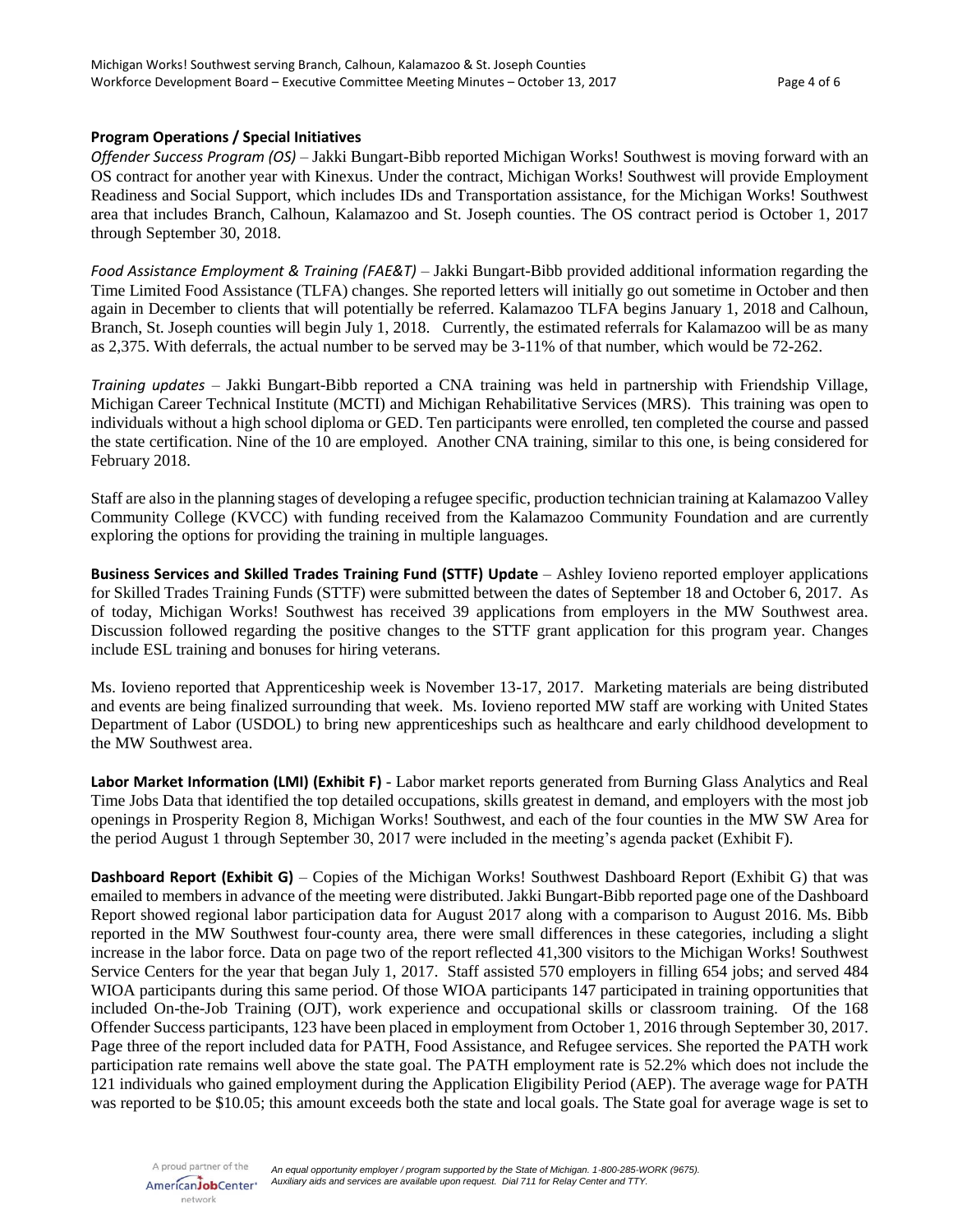**Program Operations / Special Initiatives**

*Offender Success Program (OS)* – Jakki Bungart-Bibb reported Michigan Works! Southwest is moving forward with an OS contract for another year with Kinexus. Under the contract, Michigan Works! Southwest will provide Employment Readiness and Social Support, which includes IDs and Transportation assistance, for the Michigan Works! Southwest area that includes Branch, Calhoun, Kalamazoo and St. Joseph counties. The OS contract period is October 1, 2017 through September 30, 2018.

*Food Assistance Employment & Training (FAE&T)* – Jakki Bungart-Bibb provided additional information regarding the Time Limited Food Assistance (TLFA) changes. She reported letters will initially go out sometime in October and then again in December to clients that will potentially be referred. Kalamazoo TLFA begins January 1, 2018 and Calhoun, Branch, St. Joseph counties will begin July 1, 2018. Currently, the estimated referrals for Kalamazoo will be as many as 2,375. With deferrals, the actual number to be served may be 3-11% of that number, which would be 72-262.

*Training updates* – Jakki Bungart-Bibb reported a CNA training was held in partnership with Friendship Village, Michigan Career Technical Institute (MCTI) and Michigan Rehabilitative Services (MRS). This training was open to individuals without a high school diploma or GED. Ten participants were enrolled, ten completed the course and passed the state certification. Nine of the 10 are employed. Another CNA training, similar to this one, is being considered for February 2018.

Staff are also in the planning stages of developing a refugee specific, production technician training at Kalamazoo Valley Community College (KVCC) with funding received from the Kalamazoo Community Foundation and are currently exploring the options for providing the training in multiple languages.

**Business Services and Skilled Trades Training Fund (STTF) Update** – Ashley Iovieno reported employer applications for Skilled Trades Training Funds (STTF) were submitted between the dates of September 18 and October 6, 2017. As of today, Michigan Works! Southwest has received 39 applications from employers in the MW Southwest area. Discussion followed regarding the positive changes to the STTF grant application for this program year. Changes include ESL training and bonuses for hiring veterans.

Ms. Iovieno reported that Apprenticeship week is November 13-17, 2017. Marketing materials are being distributed and events are being finalized surrounding that week. Ms. Iovieno reported MW staff are working with United States Department of Labor (USDOL) to bring new apprenticeships such as healthcare and early childhood development to the MW Southwest area.

**Labor Market Information (LMI) (Exhibit F)** - Labor market reports generated from Burning Glass Analytics and Real Time Jobs Data that identified the top detailed occupations, skills greatest in demand, and employers with the most job openings in Prosperity Region 8, Michigan Works! Southwest, and each of the four counties in the MW SW Area for the period August 1 through September 30, 2017 were included in the meeting's agenda packet (Exhibit F).

**Dashboard Report (Exhibit G)** – Copies of the Michigan Works! Southwest Dashboard Report (Exhibit G) that was emailed to members in advance of the meeting were distributed. Jakki Bungart-Bibb reported page one of the Dashboard Report showed regional labor participation data for August 2017 along with a comparison to August 2016. Ms. Bibb reported in the MW Southwest four-county area, there were small differences in these categories, including a slight increase in the labor force. Data on page two of the report reflected 41,300 visitors to the Michigan Works! Southwest Service Centers for the year that began July 1, 2017. Staff assisted 570 employers in filling 654 jobs; and served 484 WIOA participants during this same period. Of those WIOA participants 147 participated in training opportunities that included On-the-Job Training (OJT), work experience and occupational skills or classroom training. Of the 168 Offender Success participants, 123 have been placed in employment from October 1, 2016 through September 30, 2017. Page three of the report included data for PATH, Food Assistance, and Refugee services. She reported the PATH work participation rate remains well above the state goal. The PATH employment rate is 52.2% which does not include the 121 individuals who gained employment during the Application Eligibility Period (AEP). The average wage for PATH was reported to be $10.05; this amount exceeds both the state and local goals. The State goal for average wage is set to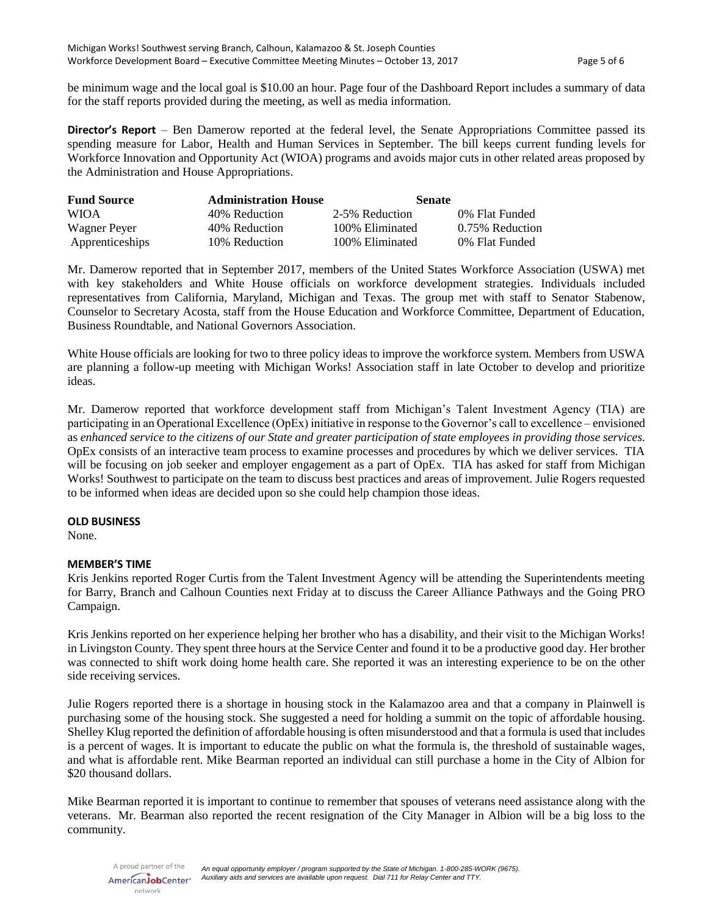be minimum wage and the local goal is $10.00 an hour. Page four of the Dashboard Report includes a summary of data for the staff reports provided during the meeting, as well as media information.

**Director's Report** – Ben Damerow reported at the federal level, the Senate Appropriations Committee passed its spending measure for Labor, Health and Human Services in September. The bill keeps current funding levels for Workforce Innovation and Opportunity Act (WIOA) programs and avoids major cuts in other related areas proposed by the Administration and House Appropriations.

| Fund Source | Administration | House | Senate |
|---|---|---|---|
| WIOA | 40% Reduction | 2-5% Reduction | 0% Flat Funded |
| Wagner Peyer | 40% Reduction | 100% Eliminated | 0.75% Reduction |
| Apprenticeships | 10% Reduction | 100% Eliminated | 0% Flat Funded |

Mr. Damerow reported that in September 2017, members of the United States Workforce Association (USWA) met with key stakeholders and White House officials on workforce development strategies. Individuals included representatives from California, Maryland, Michigan and Texas. The group met with staff to Senator Stabenow, Counselor to Secretary Acosta, staff from the House Education and Workforce Committee, Department of Education, Business Roundtable, and National Governors Association.

White House officials are looking for two to three policy ideas to improve the workforce system. Members from USWA are planning a follow-up meeting with Michigan Works! Association staff in late October to develop and prioritize ideas.

Mr. Damerow reported that workforce development staff from Michigan's Talent Investment Agency (TIA) are participating in an Operational Excellence (OpEx) initiative in response to the Governor's call to excellence – envisioned as *enhanced service to the citizens of our State and greater participation of state employees in providing those services.* OpEx consists of an interactive team process to examine processes and procedures by which we deliver services. TIA will be focusing on job seeker and employer engagement as a part of OpEx. TIA has asked for staff from Michigan Works! Southwest to participate on the team to discuss best practices and areas of improvement. Julie Rogers requested to be informed when ideas are decided upon so she could help champion those ideas.

**OLD BUSINESS**

None.

**MEMBER'S TIME**

Kris Jenkins reported Roger Curtis from the Talent Investment Agency will be attending the Superintendents meeting for Barry, Branch and Calhoun Counties next Friday at to discuss the Career Alliance Pathways and the Going PRO Campaign.

Kris Jenkins reported on her experience helping her brother who has a disability, and their visit to the Michigan Works! in Livingston County. They spent three hours at the Service Center and found it to be a productive good day. Her brother was connected to shift work doing home health care. She reported it was an interesting experience to be on the other side receiving services.

Julie Rogers reported there is a shortage in housing stock in the Kalamazoo area and that a company in Plainwell is purchasing some of the housing stock. She suggested a need for holding a summit on the topic of affordable housing. Shelley Klug reported the definition of affordable housing is often misunderstood and that a formula is used that includes is a percent of wages. It is important to educate the public on what the formula is, the threshold of sustainable wages, and what is affordable rent. Mike Bearman reported an individual can still purchase a home in the City of Albion for $20 thousand dollars.

Mike Bearman reported it is important to continue to remember that spouses of veterans need assistance along with the veterans. Mr. Bearman also reported the recent resignation of the City Manager in Albion will be a big loss to the community.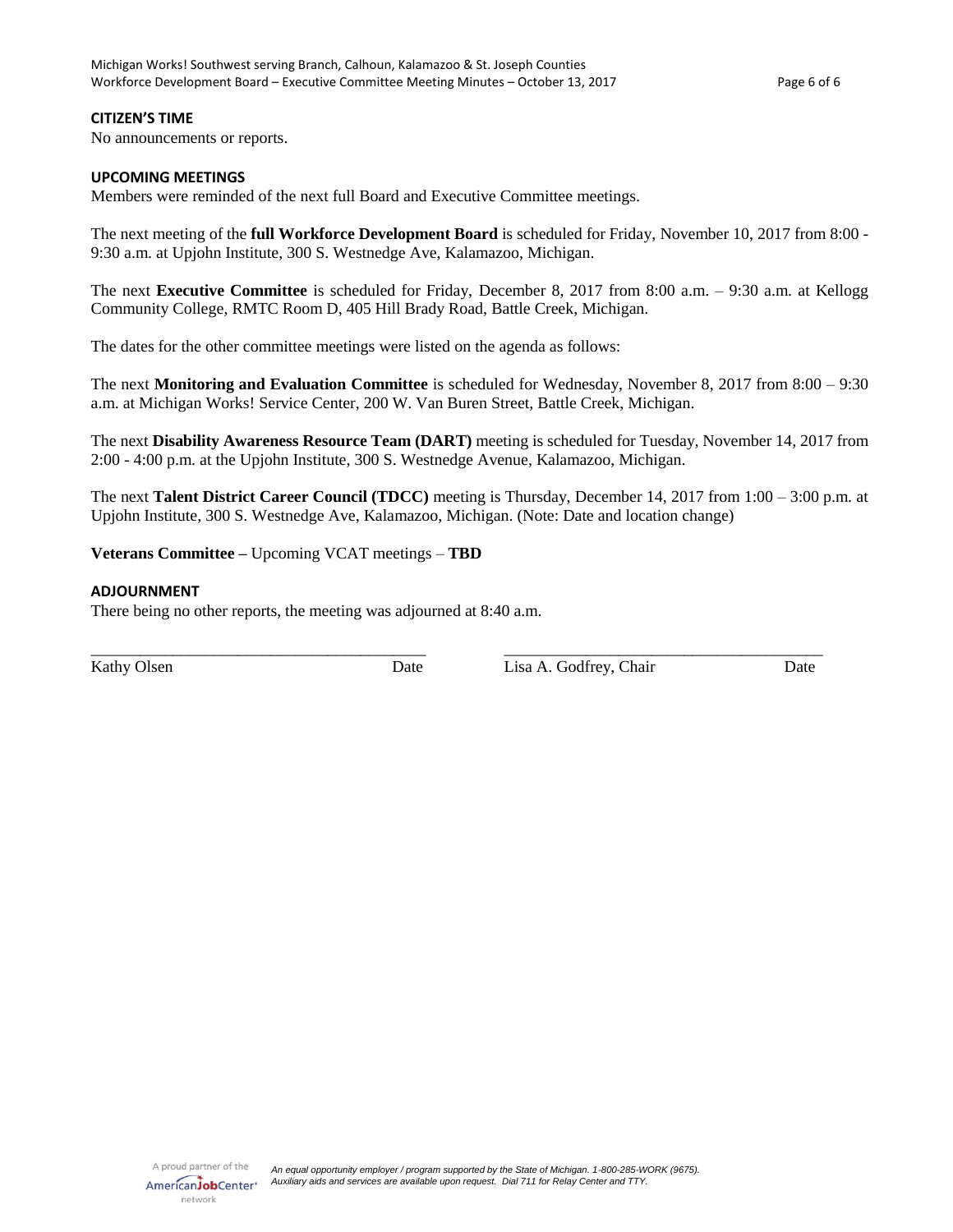**CITIZEN'S TIME**

No announcements or reports.

**UPCOMING MEETINGS**

Members were reminded of the next full Board and Executive Committee meetings.

The next meeting of the **full Workforce Development Board** is scheduled for Friday, November 10, 2017 from 8:00 - 9:30 a.m. at Upjohn Institute, 300 S. Westnedge Ave, Kalamazoo, Michigan.

The next **Executive Committee** is scheduled for Friday, December 8, 2017 from 8:00 a.m. – 9:30 a.m. at Kellogg Community College, RMTC Room D, 405 Hill Brady Road, Battle Creek, Michigan.

The dates for the other committee meetings were listed on the agenda as follows:

The next **Monitoring and Evaluation Committee** is scheduled for Wednesday, November 8, 2017 from 8:00 – 9:30 a.m. at Michigan Works! Service Center, 200 W. Van Buren Street, Battle Creek, Michigan.

The next **Disability Awareness Resource Team (DART)** meeting is scheduled for Tuesday, November 14, 2017 from 2:00 - 4:00 p.m. at the Upjohn Institute, 300 S. Westnedge Avenue, Kalamazoo, Michigan.

The next **Talent District Career Council (TDCC)** meeting is Thursday, December 14, 2017 from 1:00 – 3:00 p.m. at Upjohn Institute, 300 S. Westnedge Ave, Kalamazoo, Michigan. (Note: Date and location change)

**Veterans Committee –** Upcoming VCAT meetings – **TBD**

**ADJOURNMENT**

There being no other reports, the meeting was adjourned at 8:40 a.m.

\_\_\_\_\_\_\_\_\_\_\_\_\_\_\_\_\_\_\_\_\_\_\_\_\_\_\_\_\_\_\_\_\_\_\_\_\_\_\_\_ \_\_\_\_\_\_\_\_\_\_\_\_\_\_\_\_\_\_\_\_\_\_\_\_\_\_\_\_\_\_\_\_\_\_\_\_\_\_\_\_

Kathy Olsen Date Lisa A. Godfrey, Chair Date

A proud partner of the AmericanJobCenter network

*An equal opportunity employer / program supported by the State of Michigan. 1-800-285-WORK (9675). Auxiliary aids and services are available upon request. Dial 711 for Relay Center and TTY.*